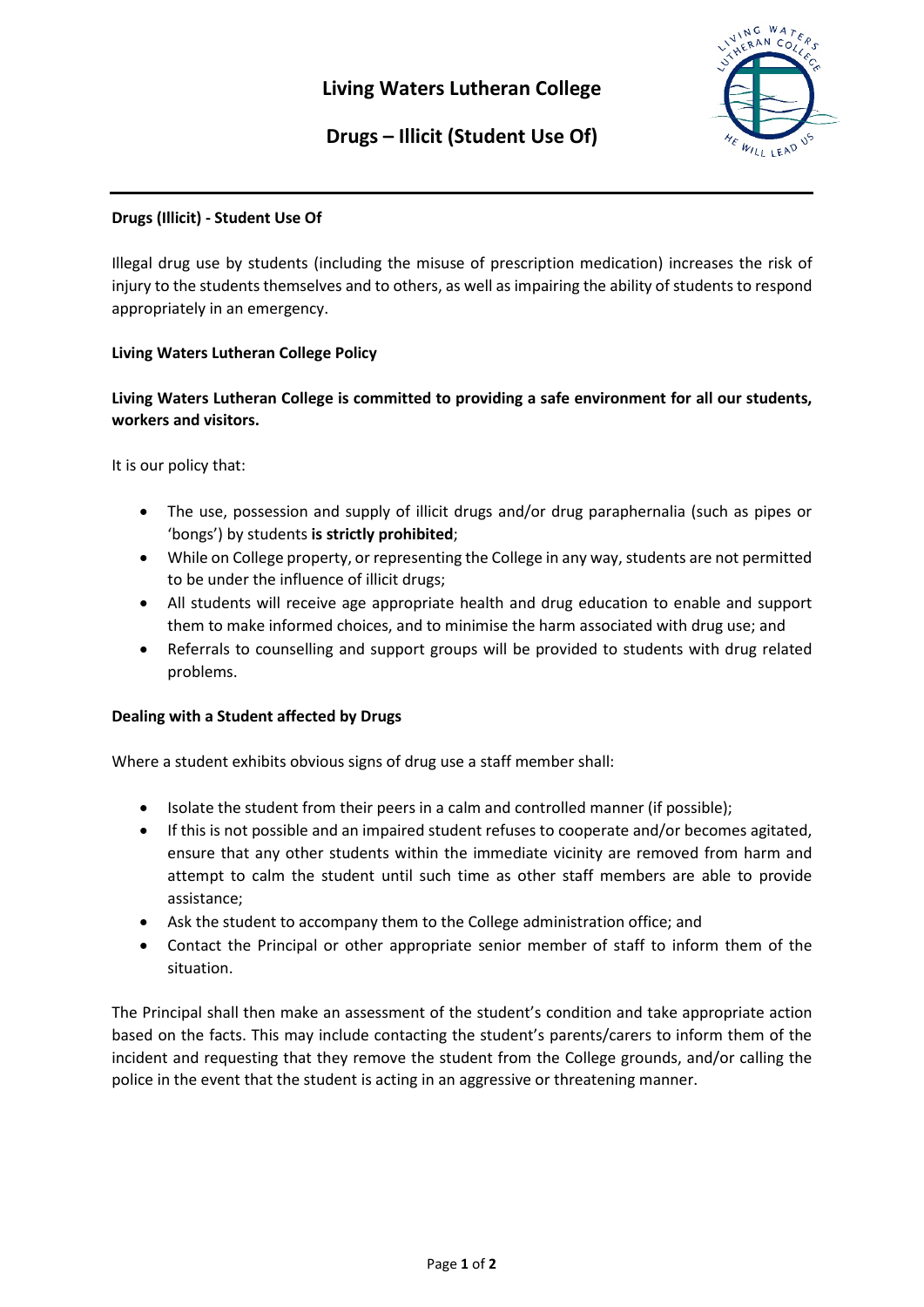# Living Waters Lutheran College

## Drugs – Illicit (Student Use Of)

---

**Drugs (Illicit) - Student Use Of**

Illegal drug use by students (including the misuse of prescription medication) increases the risk of injury to the students themselves and to others, as well as impairing the ability of students to respond appropriately in an emergency.

**Living Waters Lutheran College Policy**

**Living Waters Lutheran College is committed to providing a safe environment for all our students, workers and visitors.**

It is our policy that:

- The use, possession and supply of illicit drugs and/or drug paraphernalia (such as pipes or 'bongs') by students **is strictly prohibited**;
- While on College property, or representing the College in any way, students are not permitted to be under the influence of illicit drugs;
- All students will receive age appropriate health and drug education to enable and support them to make informed choices, and to minimise the harm associated with drug use; and
- Referrals to counselling and support groups will be provided to students with drug related problems.

**Dealing with a Student affected by Drugs**

Where a student exhibits obvious signs of drug use a staff member shall:

- Isolate the student from their peers in a calm and controlled manner (if possible);
- If this is not possible and an impaired student refuses to cooperate and/or becomes agitated, ensure that any other students within the immediate vicinity are removed from harm and attempt to calm the student until such time as other staff members are able to provide assistance;
- Ask the student to accompany them to the College administration office; and
- Contact the Principal or other appropriate senior member of staff to inform them of the situation.

The Principal shall then make an assessment of the student's condition and take appropriate action based on the facts. This may include contacting the student's parents/carers to inform them of the incident and requesting that they remove the student from the College grounds, and/or calling the police in the event that the student is acting in an aggressive or threatening manner.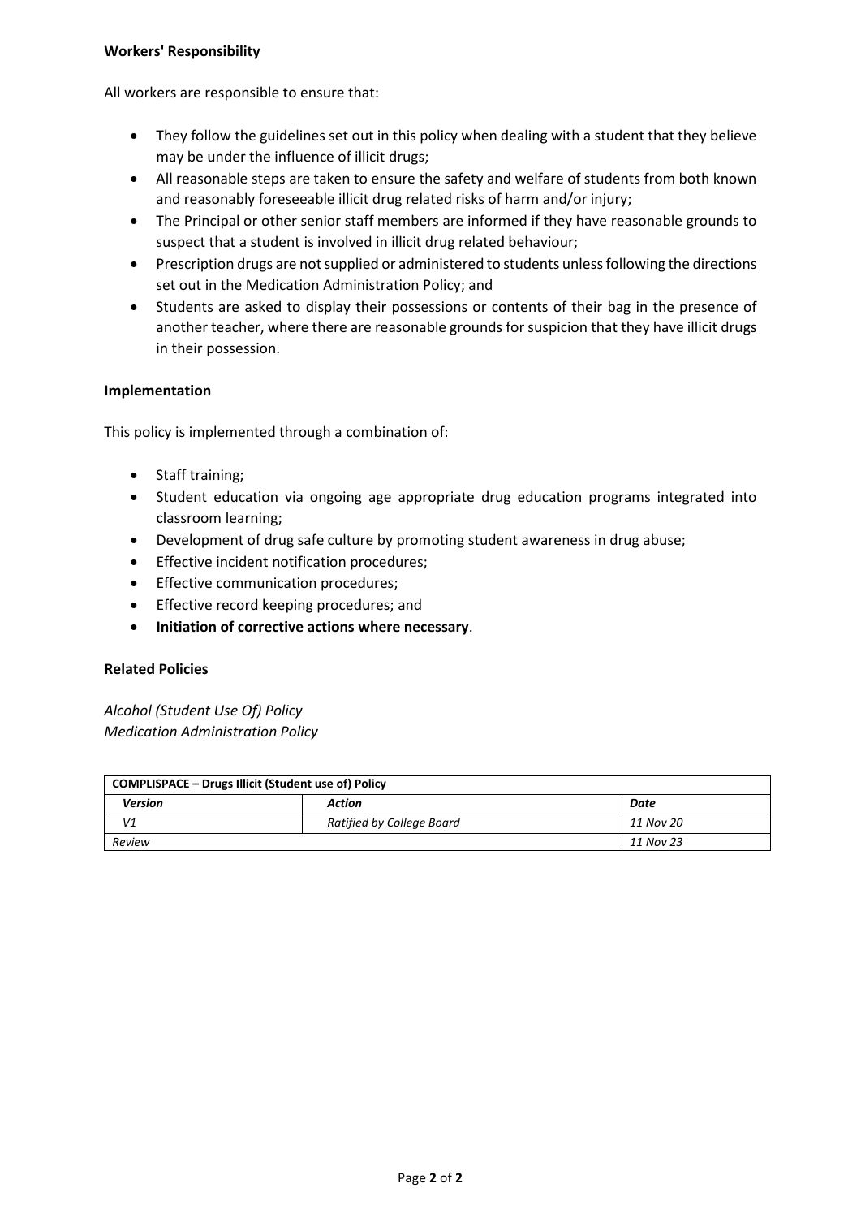**Workers' Responsibility**

All workers are responsible to ensure that:

- They follow the guidelines set out in this policy when dealing with a student that they believe may be under the influence of illicit drugs;
- All reasonable steps are taken to ensure the safety and welfare of students from both known and reasonably foreseeable illicit drug related risks of harm and/or injury;
- The Principal or other senior staff members are informed if they have reasonable grounds to suspect that a student is involved in illicit drug related behaviour;
- Prescription drugs are not supplied or administered to students unless following the directions set out in the Medication Administration Policy; and
- Students are asked to display their possessions or contents of their bag in the presence of another teacher, where there are reasonable grounds for suspicion that they have illicit drugs in their possession.

**Implementation**

This policy is implemented through a combination of:

- Staff training;
- Student education via ongoing age appropriate drug education programs integrated into classroom learning;
- Development of drug safe culture by promoting student awareness in drug abuse;
- Effective incident notification procedures;
- Effective communication procedures;
- Effective record keeping procedures; and
- **Initiation of corrective actions where necessary**.

**Related Policies**

*Alcohol (Student Use Of) Policy*
*Medication Administration Policy*

| **COMPLISPACE – Drugs Illicit (Student use of) Policy** | | |
|---|---|---|
| ***Version*** | ***Action*** | ***Date*** |
| *V1* | *Ratified by College Board* | *11 Nov 20* |
| *Review* | | *11 Nov 23* |